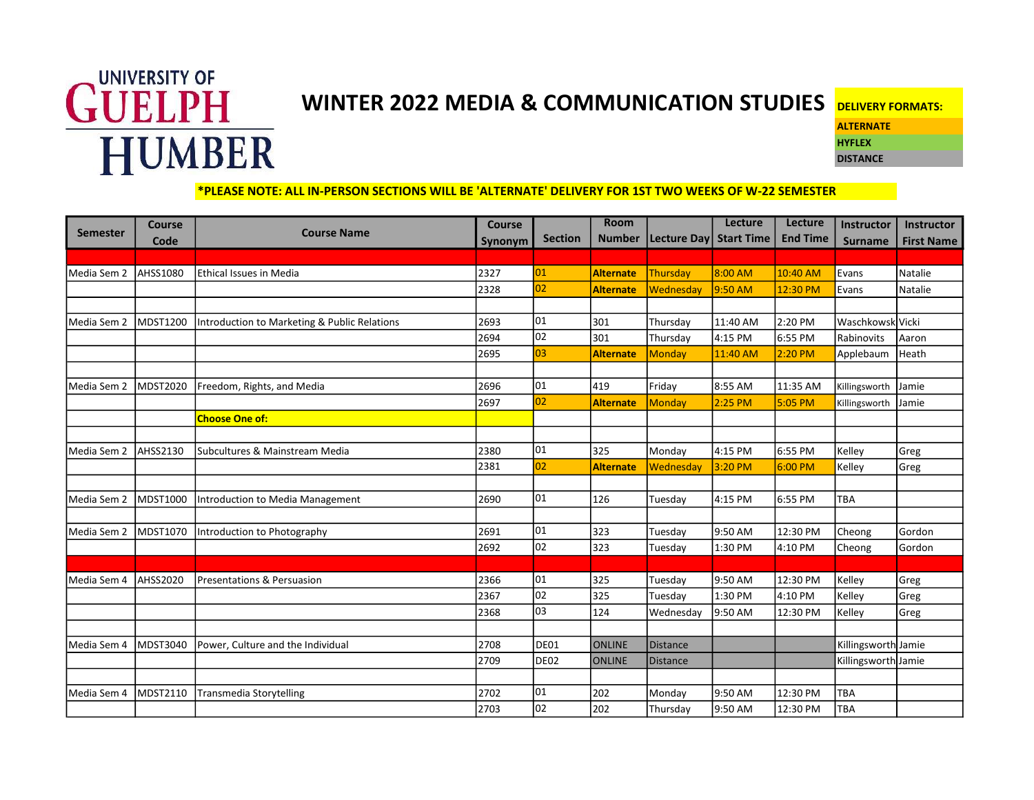UNIVERSITY OF GUELPH HUMBER

# WINTER 2022 MEDIA & COMMUNICATION STUDIES

**DELIVERY FORMATS:**
- ALTERNATE
- HYFLEX
- DISTANCE

***PLEASE NOTE: ALL IN-PERSON SECTIONS WILL BE 'ALTERNATE' DELIVERY FOR 1ST TWO WEEKS OF W-22 SEMESTER**

| Semester | Course Code | Course Name | Course Synonym | Section | Room Number | Lecture Day | Lecture Start Time | Lecture End Time | Instructor Surname | Instructor First Name |
|---|---|---|---|---|---|---|---|---|---|---|
| | | | | | | | | | | |
| Media Sem 2 | AHSS1080 | Ethical Issues in Media | 2327 | 01 | **Alternate** | Thursday | 8:00 AM | 10:40 AM | Evans | Natalie |
| | | | 2328 | 02 | **Alternate** | Wednesday | 9:50 AM | 12:30 PM | Evans | Natalie |
| | | | | | | | | | | |
| Media Sem 2 | MDST1200 | Introduction to Marketing & Public Relations | 2693 | 01 | 301 | Thursday | 11:40 AM | 2:20 PM | Waschkowsk | Vicki |
| | | | 2694 | 02 | 301 | Thursday | 4:15 PM | 6:55 PM | Rabinovits | Aaron |
| | | | 2695 | 03 | **Alternate** | Monday | 11:40 AM | 2:20 PM | Applebaum | Heath |
| | | | | | | | | | | |
| Media Sem 2 | MDST2020 | Freedom, Rights, and Media | 2696 | 01 | 419 | Friday | 8:55 AM | 11:35 AM | Killingsworth | Jamie |
| | | | 2697 | 02 | **Alternate** | Monday | 2:25 PM | 5:05 PM | Killingsworth | Jamie |
| | | **Choose One of:** | | | | | | | | |
| | | | | | | | | | | |
| Media Sem 2 | AHSS2130 | Subcultures & Mainstream Media | 2380 | 01 | 325 | Monday | 4:15 PM | 6:55 PM | Kelley | Greg |
| | | | 2381 | 02 | **Alternate** | Wednesday | 3:20 PM | 6:00 PM | Kelley | Greg |
| | | | | | | | | | | |
| Media Sem 2 | MDST1000 | Introduction to Media Management | 2690 | 01 | 126 | Tuesday | 4:15 PM | 6:55 PM | TBA | |
| | | | | | | | | | | |
| Media Sem 2 | MDST1070 | Introduction to Photography | 2691 | 01 | 323 | Tuesday | 9:50 AM | 12:30 PM | Cheong | Gordon |
| | | | 2692 | 02 | 323 | Tuesday | 1:30 PM | 4:10 PM | Cheong | Gordon |
| | | | | | | | | | | |
| Media Sem 4 | AHSS2020 | Presentations & Persuasion | 2366 | 01 | 325 | Tuesday | 9:50 AM | 12:30 PM | Kelley | Greg |
| | | | 2367 | 02 | 325 | Tuesday | 1:30 PM | 4:10 PM | Kelley | Greg |
| | | | 2368 | 03 | 124 | Wednesday | 9:50 AM | 12:30 PM | Kelley | Greg |
| | | | | | | | | | | |
| Media Sem 4 | MDST3040 | Power, Culture and the Individual | 2708 | DE01 | ONLINE | Distance | | | Killingsworth | Jamie |
| | | | 2709 | DE02 | ONLINE | Distance | | | Killingsworth | Jamie |
| | | | | | | | | | | |
| Media Sem 4 | MDST2110 | Transmedia Storytelling | 2702 | 01 | 202 | Monday | 9:50 AM | 12:30 PM | TBA | |
| | | | 2703 | 02 | 202 | Thursday | 9:50 AM | 12:30 PM | TBA | |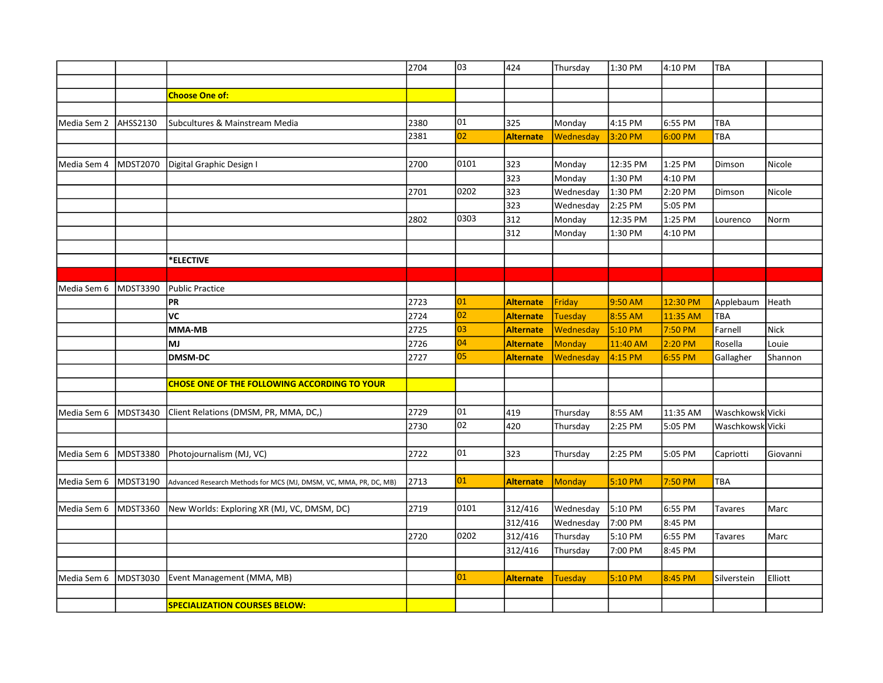| | | | | | | | | | | |
|---|---|---|---|---|---|---|---|---|---|---|
| | | | 2704 | 03 | 424 | Thursday | 1:30 PM | 4:10 PM | TBA | |
| | | | | | | | | | | |
| | | **Choose One of:** | | | | | | | | |
| | | | | | | | | | | |
| Media Sem 2 | AHSS2130 | Subcultures & Mainstream Media | 2380 | 01 | 325 | Monday | 4:15 PM | 6:55 PM | TBA | |
| | | | 2381 | 02 | **Alternate** | Wednesday | 3:20 PM | 6:00 PM | TBA | |
| | | | | | | | | | | |
| Media Sem 4 | MDST2070 | Digital Graphic Design I | 2700 | 0101 | 323 | Monday | 12:35 PM | 1:25 PM | Dimson | Nicole |
| | | | | | 323 | Monday | 1:30 PM | 4:10 PM | | |
| | | | 2701 | 0202 | 323 | Wednesday | 1:30 PM | 2:20 PM | Dimson | Nicole |
| | | | | | 323 | Wednesday | 2:25 PM | 5:05 PM | | |
| | | | 2802 | 0303 | 312 | Monday | 12:35 PM | 1:25 PM | Lourenco | Norm |
| | | | | | 312 | Monday | 1:30 PM | 4:10 PM | | |
| | | | | | | | | | | |
| | | ***ELECTIVE** | | | | | | | | |
| | | | | | | | | | | |
| Media Sem 6 | MDST3390 | Public Practice | | | | | | | | |
| | | **PR** | 2723 | 01 | **Alternate** | Friday | 9:50 AM | 12:30 PM | Applebaum | Heath |
| | | **VC** | 2724 | 02 | **Alternate** | Tuesday | 8:55 AM | 11:35 AM | TBA | |
| | | **MMA-MB** | 2725 | 03 | **Alternate** | Wednesday | 5:10 PM | 7:50 PM | Farnell | Nick |
| | | **MJ** | 2726 | 04 | **Alternate** | Monday | 11:40 AM | 2:20 PM | Rosella | Louie |
| | | **DMSM-DC** | 2727 | 05 | **Alternate** | Wednesday | 4:15 PM | 6:55 PM | Gallagher | Shannon |
| | | | | | | | | | | |
| | | **CHOSE ONE OF THE FOLLOWING ACCORDING TO YOUR** | | | | | | | | |
| | | | | | | | | | | |
| Media Sem 6 | MDST3430 | Client Relations (DMSM, PR, MMA, DC,) | 2729 | 01 | 419 | Thursday | 8:55 AM | 11:35 AM | Waschkowsk | Vicki |
| | | | 2730 | 02 | 420 | Thursday | 2:25 PM | 5:05 PM | Waschkowsk | Vicki |
| | | | | | | | | | | |
| Media Sem 6 | MDST3380 | Photojournalism (MJ, VC) | 2722 | 01 | 323 | Thursday | 2:25 PM | 5:05 PM | Capriotti | Giovanni |
| | | | | | | | | | | |
| Media Sem 6 | MDST3190 | Advanced Research Methods for MCS (MJ, DMSM, VC, MMA, PR, DC, MB) | 2713 | 01 | **Alternate** | Monday | 5:10 PM | 7:50 PM | TBA | |
| | | | | | | | | | | |
| Media Sem 6 | MDST3360 | New Worlds: Exploring XR (MJ, VC, DMSM, DC) | 2719 | 0101 | 312/416 | Wednesday | 5:10 PM | 6:55 PM | Tavares | Marc |
| | | | | | 312/416 | Wednesday | 7:00 PM | 8:45 PM | | |
| | | | 2720 | 0202 | 312/416 | Thursday | 5:10 PM | 6:55 PM | Tavares | Marc |
| | | | | | 312/416 | Thursday | 7:00 PM | 8:45 PM | | |
| | | | | | | | | | | |
| Media Sem 6 | MDST3030 | Event Management (MMA, MB) | | 01 | **Alternate** | Tuesday | 5:10 PM | 8:45 PM | Silverstein | Elliott |
| | | | | | | | | | | |
| | | **SPECIALIZATION COURSES BELOW:** | | | | | | | | |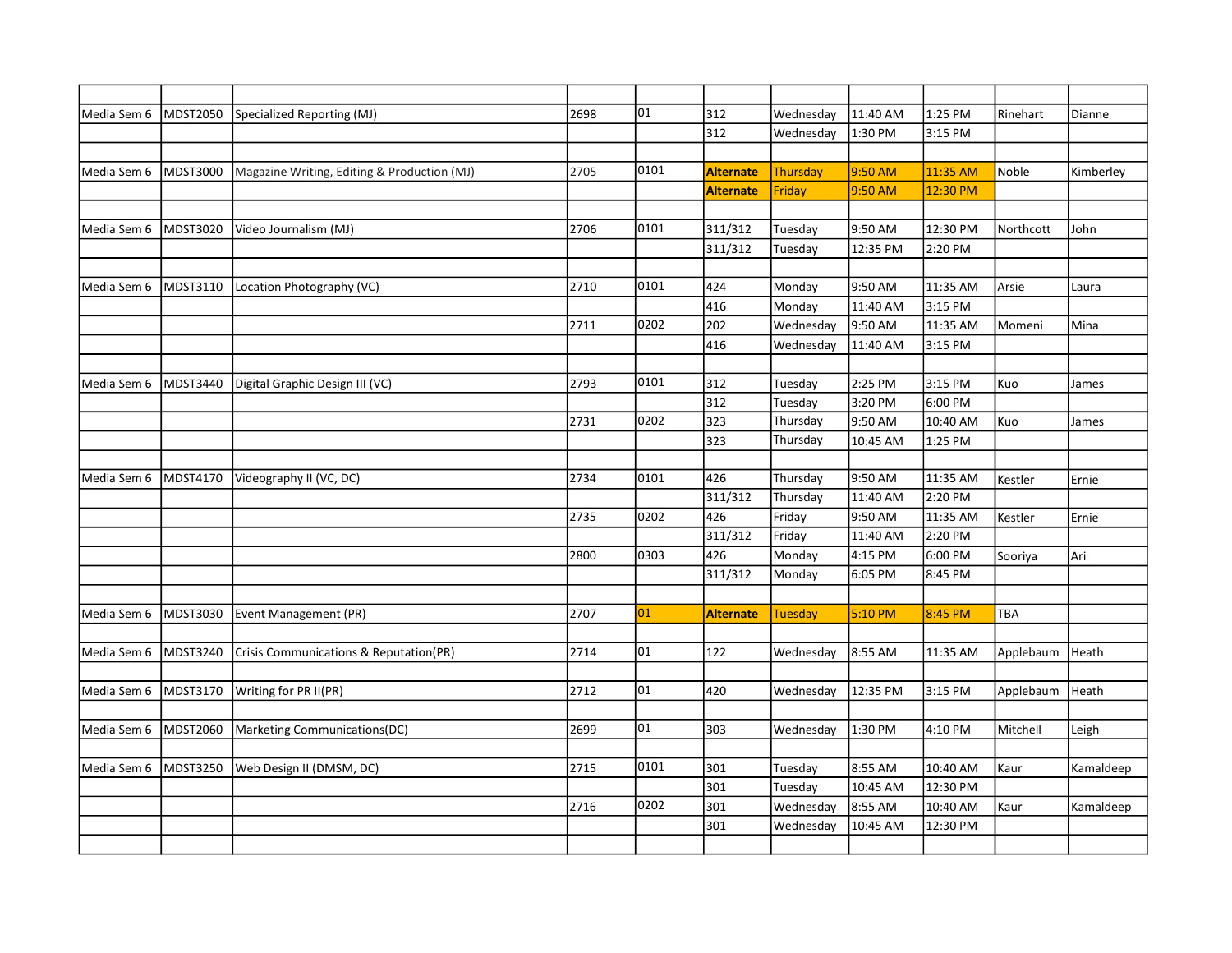| | | | | | | | | | | |
|---|---|---|---|---|---|---|---|---|---|---|
| Media Sem 6 | MDST2050 | Specialized Reporting (MJ) | 2698 | 01 | 312 | Wednesday | 11:40 AM | 1:25 PM | Rinehart | Dianne |
| | | | | | 312 | Wednesday | 1:30 PM | 3:15 PM | | |
| | | | | | | | | | | |
| Media Sem 6 | MDST3000 | Magazine Writing, Editing & Production (MJ) | 2705 | 0101 | **Alternate** | Thursday | 9:50 AM | 11:35 AM | Noble | Kimberley |
| | | | | | **Alternate** | Friday | 9:50 AM | 12:30 PM | | |
| | | | | | | | | | | |
| Media Sem 6 | MDST3020 | Video Journalism (MJ) | 2706 | 0101 | 311/312 | Tuesday | 9:50 AM | 12:30 PM | Northcott | John |
| | | | | | 311/312 | Tuesday | 12:35 PM | 2:20 PM | | |
| | | | | | | | | | | |
| Media Sem 6 | MDST3110 | Location Photography (VC) | 2710 | 0101 | 424 | Monday | 9:50 AM | 11:35 AM | Arsie | Laura |
| | | | | | 416 | Monday | 11:40 AM | 3:15 PM | | |
| | | | 2711 | 0202 | 202 | Wednesday | 9:50 AM | 11:35 AM | Momeni | Mina |
| | | | | | 416 | Wednesday | 11:40 AM | 3:15 PM | | |
| | | | | | | | | | | |
| Media Sem 6 | MDST3440 | Digital Graphic Design III (VC) | 2793 | 0101 | 312 | Tuesday | 2:25 PM | 3:15 PM | Kuo | James |
| | | | | | 312 | Tuesday | 3:20 PM | 6:00 PM | | |
| | | | 2731 | 0202 | 323 | Thursday | 9:50 AM | 10:40 AM | Kuo | James |
| | | | | | 323 | Thursday | 10:45 AM | 1:25 PM | | |
| | | | | | | | | | | |
| Media Sem 6 | MDST4170 | Videography II (VC, DC) | 2734 | 0101 | 426 | Thursday | 9:50 AM | 11:35 AM | Kestler | Ernie |
| | | | | | 311/312 | Thursday | 11:40 AM | 2:20 PM | | |
| | | | 2735 | 0202 | 426 | Friday | 9:50 AM | 11:35 AM | Kestler | Ernie |
| | | | | | 311/312 | Friday | 11:40 AM | 2:20 PM | | |
| | | | 2800 | 0303 | 426 | Monday | 4:15 PM | 6:00 PM | Sooriya | Ari |
| | | | | | 311/312 | Monday | 6:05 PM | 8:45 PM | | |
| | | | | | | | | | | |
| Media Sem 6 | MDST3030 | Event Management (PR) | 2707 | 01 | **Alternate** | Tuesday | 5:10 PM | 8:45 PM | TBA | |
| | | | | | | | | | | |
| Media Sem 6 | MDST3240 | Crisis Communications & Reputation(PR) | 2714 | 01 | 122 | Wednesday | 8:55 AM | 11:35 AM | Applebaum | Heath |
| | | | | | | | | | | |
| Media Sem 6 | MDST3170 | Writing for PR II(PR) | 2712 | 01 | 420 | Wednesday | 12:35 PM | 3:15 PM | Applebaum | Heath |
| | | | | | | | | | | |
| Media Sem 6 | MDST2060 | Marketing Communications(DC) | 2699 | 01 | 303 | Wednesday | 1:30 PM | 4:10 PM | Mitchell | Leigh |
| | | | | | | | | | | |
| Media Sem 6 | MDST3250 | Web Design II (DMSM, DC) | 2715 | 0101 | 301 | Tuesday | 8:55 AM | 10:40 AM | Kaur | Kamaldeep |
| | | | | | 301 | Tuesday | 10:45 AM | 12:30 PM | | |
| | | | 2716 | 0202 | 301 | Wednesday | 8:55 AM | 10:40 AM | Kaur | Kamaldeep |
| | | | | | 301 | Wednesday | 10:45 AM | 12:30 PM | | |
| | | | | | | | | | | |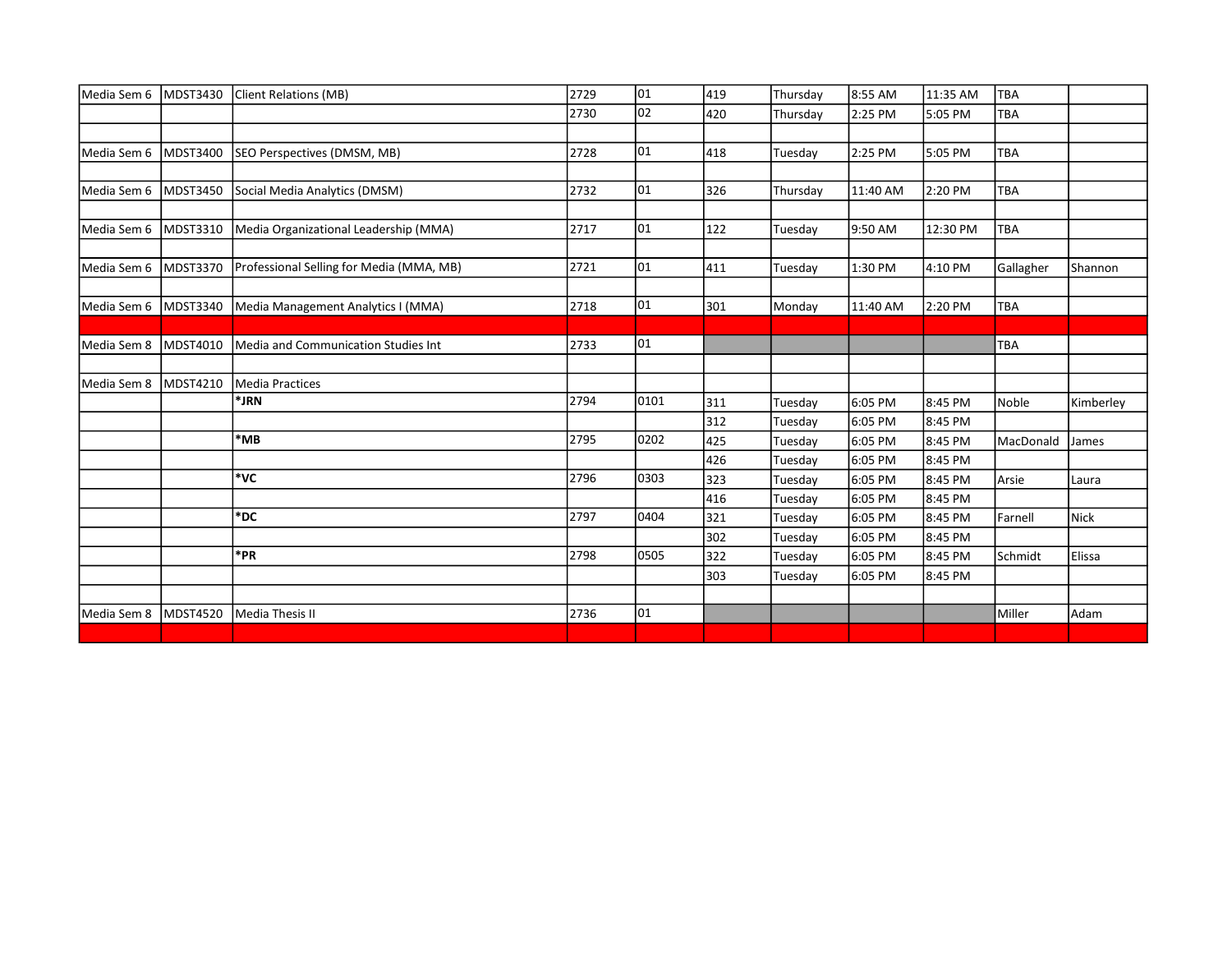| | | | | | | | | | | |
|---|---|---|---|---|---|---|---|---|---|---|
| Media Sem 6 | MDST3430 | Client Relations (MB) | 2729 | 01 | 419 | Thursday | 8:55 AM | 11:35 AM | TBA | |
| | | | 2730 | 02 | 420 | Thursday | 2:25 PM | 5:05 PM | TBA | |
| | | | | | | | | | | |
| Media Sem 6 | MDST3400 | SEO Perspectives (DMSM, MB) | 2728 | 01 | 418 | Tuesday | 2:25 PM | 5:05 PM | TBA | |
| | | | | | | | | | | |
| Media Sem 6 | MDST3450 | Social Media Analytics (DMSM) | 2732 | 01 | 326 | Thursday | 11:40 AM | 2:20 PM | TBA | |
| | | | | | | | | | | |
| Media Sem 6 | MDST3310 | Media Organizational Leadership (MMA) | 2717 | 01 | 122 | Tuesday | 9:50 AM | 12:30 PM | TBA | |
| | | | | | | | | | | |
| Media Sem 6 | MDST3370 | Professional Selling for Media (MMA, MB) | 2721 | 01 | 411 | Tuesday | 1:30 PM | 4:10 PM | Gallagher | Shannon |
| | | | | | | | | | | |
| Media Sem 6 | MDST3340 | Media Management Analytics I (MMA) | 2718 | 01 | 301 | Monday | 11:40 AM | 2:20 PM | TBA | |
| | | | | | | | | | | |
| Media Sem 8 | MDST4010 | Media and Communication Studies Int | 2733 | 01 | | | | | TBA | |
| | | | | | | | | | | |
| Media Sem 8 | MDST4210 | Media Practices | | | | | | | | |
| | | **\*JRN** | 2794 | 0101 | 311 | Tuesday | 6:05 PM | 8:45 PM | Noble | Kimberley |
| | | | | | 312 | Tuesday | 6:05 PM | 8:45 PM | | |
| | | **\*MB** | 2795 | 0202 | 425 | Tuesday | 6:05 PM | 8:45 PM | MacDonald | James |
| | | | | | 426 | Tuesday | 6:05 PM | 8:45 PM | | |
| | | **\*VC** | 2796 | 0303 | 323 | Tuesday | 6:05 PM | 8:45 PM | Arsie | Laura |
| | | | | | 416 | Tuesday | 6:05 PM | 8:45 PM | | |
| | | **\*DC** | 2797 | 0404 | 321 | Tuesday | 6:05 PM | 8:45 PM | Farnell | Nick |
| | | | | | 302 | Tuesday | 6:05 PM | 8:45 PM | | |
| | | **\*PR** | 2798 | 0505 | 322 | Tuesday | 6:05 PM | 8:45 PM | Schmidt | Elissa |
| | | | | | 303 | Tuesday | 6:05 PM | 8:45 PM | | |
| | | | | | | | | | | |
| Media Sem 8 | MDST4520 | Media Thesis II | 2736 | 01 | | | | | Miller | Adam |
| | | | | | | | | | | |